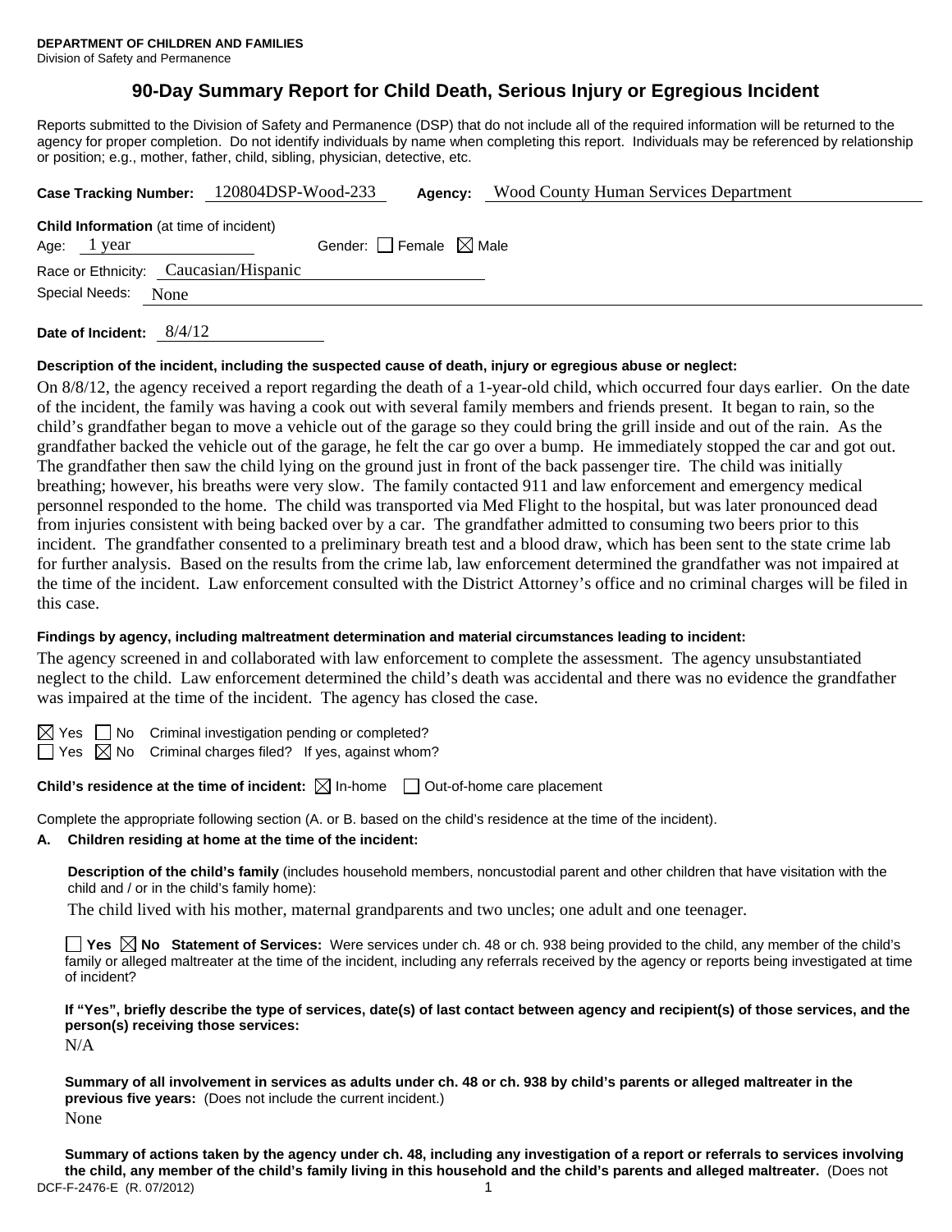**DEPARTMENT OF CHILDREN AND FAMILIES**
Division of Safety and Permanence

# 90-Day Summary Report for Child Death, Serious Injury or Egregious Incident

Reports submitted to the Division of Safety and Permanence (DSP) that do not include all of the required information will be returned to the agency for proper completion. Do not identify individuals by name when completing this report. Individuals may be referenced by relationship or position; e.g., mother, father, child, sibling, physician, detective, etc.

**Case Tracking Number:** 120804DSP-Wood-233 **Agency:** Wood County Human Services Department

**Child Information** (at time of incident)
Age: 1 year Gender: ☐ Female ☒ Male
Race or Ethnicity: Caucasian/Hispanic
Special Needs: None

**Date of Incident:** 8/4/12

**Description of the incident, including the suspected cause of death, injury or egregious abuse or neglect:**

On 8/8/12, the agency received a report regarding the death of a 1-year-old child, which occurred four days earlier. On the date of the incident, the family was having a cook out with several family members and friends present. It began to rain, so the child's grandfather began to move a vehicle out of the garage so they could bring the grill inside and out of the rain. As the grandfather backed the vehicle out of the garage, he felt the car go over a bump. He immediately stopped the car and got out. The grandfather then saw the child lying on the ground just in front of the back passenger tire. The child was initially breathing; however, his breaths were very slow. The family contacted 911 and law enforcement and emergency medical personnel responded to the home. The child was transported via Med Flight to the hospital, but was later pronounced dead from injuries consistent with being backed over by a car. The grandfather admitted to consuming two beers prior to this incident. The grandfather consented to a preliminary breath test and a blood draw, which has been sent to the state crime lab for further analysis. Based on the results from the crime lab, law enforcement determined the grandfather was not impaired at the time of the incident. Law enforcement consulted with the District Attorney's office and no criminal charges will be filed in this case.

**Findings by agency, including maltreatment determination and material circumstances leading to incident:**

The agency screened in and collaborated with law enforcement to complete the assessment. The agency unsubstantiated neglect to the child. Law enforcement determined the child's death was accidental and there was no evidence the grandfather was impaired at the time of the incident. The agency has closed the case.

☒ Yes ☐ No Criminal investigation pending or completed?
☐ Yes ☒ No Criminal charges filed? If yes, against whom?

**Child's residence at the time of incident:** ☒ In-home ☐ Out-of-home care placement

Complete the appropriate following section (A. or B. based on the child's residence at the time of the incident).

**A. Children residing at home at the time of the incident:**

**Description of the child's family** (includes household members, noncustodial parent and other children that have visitation with the child and / or in the child's family home):

The child lived with his mother, maternal grandparents and two uncles; one adult and one teenager.

☐ **Yes** ☒ **No Statement of Services:** Were services under ch. 48 or ch. 938 being provided to the child, any member of the child's family or alleged maltreater at the time of the incident, including any referrals received by the agency or reports being investigated at time of incident?

**If "Yes", briefly describe the type of services, date(s) of last contact between agency and recipient(s) of those services, and the person(s) receiving those services:**

N/A

**Summary of all involvement in services as adults under ch. 48 or ch. 938 by child's parents or alleged maltreater in the previous five years:** (Does not include the current incident.)

None

**Summary of actions taken by the agency under ch. 48, including any investigation of a report or referrals to services involving the child, any member of the child's family living in this household and the child's parents and alleged maltreater.** (Does not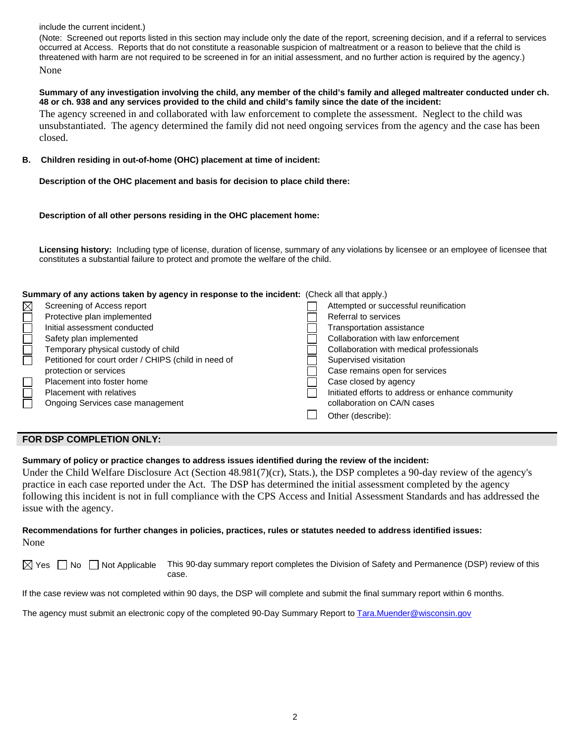include the current incident.)

(Note: Screened out reports listed in this section may include only the date of the report, screening decision, and if a referral to services occurred at Access. Reports that do not constitute a reasonable suspicion of maltreatment or a reason to believe that the child is threatened with harm are not required to be screened in for an initial assessment, and no further action is required by the agency.)

None

**Summary of any investigation involving the child, any member of the child's family and alleged maltreater conducted under ch. 48 or ch. 938 and any services provided to the child and child's family since the date of the incident:**

The agency screened in and collaborated with law enforcement to complete the assessment. Neglect to the child was unsubstantiated. The agency determined the family did not need ongoing services from the agency and the case has been closed.

**B. Children residing in out-of-home (OHC) placement at time of incident:**

**Description of the OHC placement and basis for decision to place child there:**

**Description of all other persons residing in the OHC placement home:**

**Licensing history:** Including type of license, duration of license, summary of any violations by licensee or an employee of licensee that constitutes a substantial failure to protect and promote the welfare of the child.

**Summary of any actions taken by agency in response to the incident:** (Check all that apply.)

- [x] Screening of Access report
- [ ] Protective plan implemented
- [ ] Initial assessment conducted
- [ ] Safety plan implemented
- [ ] Temporary physical custody of child
- [ ] Petitioned for court order / CHIPS (child in need of protection or services
- [ ] Placement into foster home
- [ ] Placement with relatives
- [ ] Ongoing Services case management
- [ ] Attempted or successful reunification
- [ ] Referral to services
- [ ] Transportation assistance
- [ ] Collaboration with law enforcement
- [ ] Collaboration with medical professionals
- [ ] Supervised visitation
- [ ] Case remains open for services
- [ ] Case closed by agency
- [ ] Initiated efforts to address or enhance community collaboration on CA/N cases
- [ ] Other (describe):

## FOR DSP COMPLETION ONLY:

**Summary of policy or practice changes to address issues identified during the review of the incident:**

Under the Child Welfare Disclosure Act (Section 48.981(7)(cr), Stats.), the DSP completes a 90-day review of the agency's practice in each case reported under the Act. The DSP has determined the initial assessment completed by the agency following this incident is not in full compliance with the CPS Access and Initial Assessment Standards and has addressed the issue with the agency.

**Recommendations for further changes in policies, practices, rules or statutes needed to address identified issues:**

None

- [x] Yes
- [ ] No
- [ ] Not Applicable

This 90-day summary report completes the Division of Safety and Permanence (DSP) review of this case.

If the case review was not completed within 90 days, the DSP will complete and submit the final summary report within 6 months.

The agency must submit an electronic copy of the completed 90-Day Summary Report to Tara.Muender@wisconsin.gov